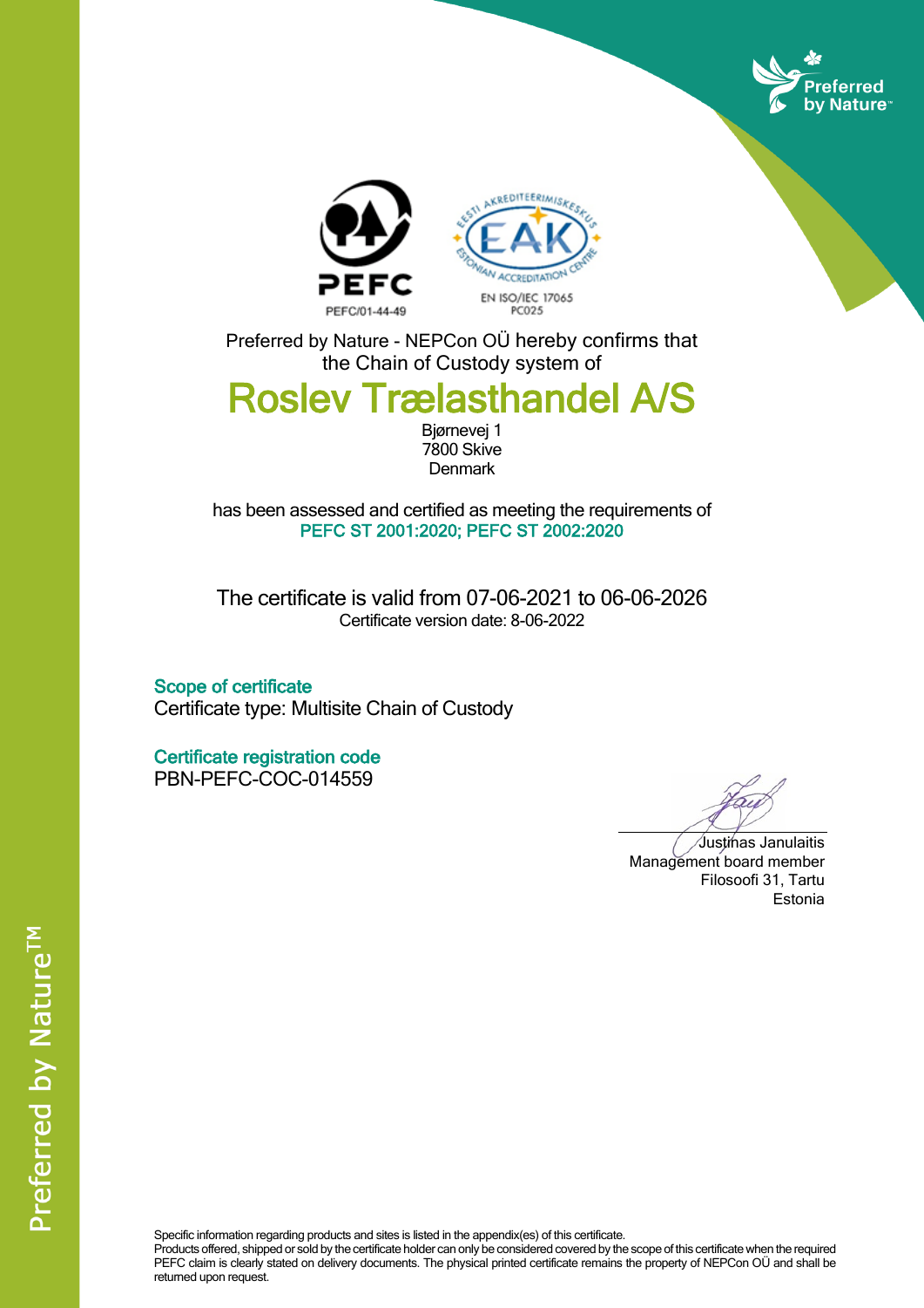PEFC/01-44-49

EN ISO/IEC 17065
PC025

Preferred by Nature - NEPCon OÜ hereby confirms that the Chain of Custody system of

# Roslev Trælasthandel A/S

Bjørnevej 1
7800 Skive
Denmark

has been assessed and certified as meeting the requirements of
**PEFC ST 2001:2020; PEFC ST 2002:2020**

The certificate is valid from 07-06-2021 to 06-06-2026
Certificate version date: 8-06-2022

## Scope of certificate

Certificate type: Multisite Chain of Custody

## Certificate registration code

PBN-PEFC-COC-014559

Justinas Janulaitis
Management board member
Filosoofi 31, Tartu
Estonia

Specific information regarding products and sites is listed in the appendix(es) of this certificate.
Products offered, shipped or sold by the certificate holder can only be considered covered by the scope of this certificate when the required PEFC claim is clearly stated on delivery documents. The physical printed certificate remains the property of NEPCon OÜ and shall be returned upon request.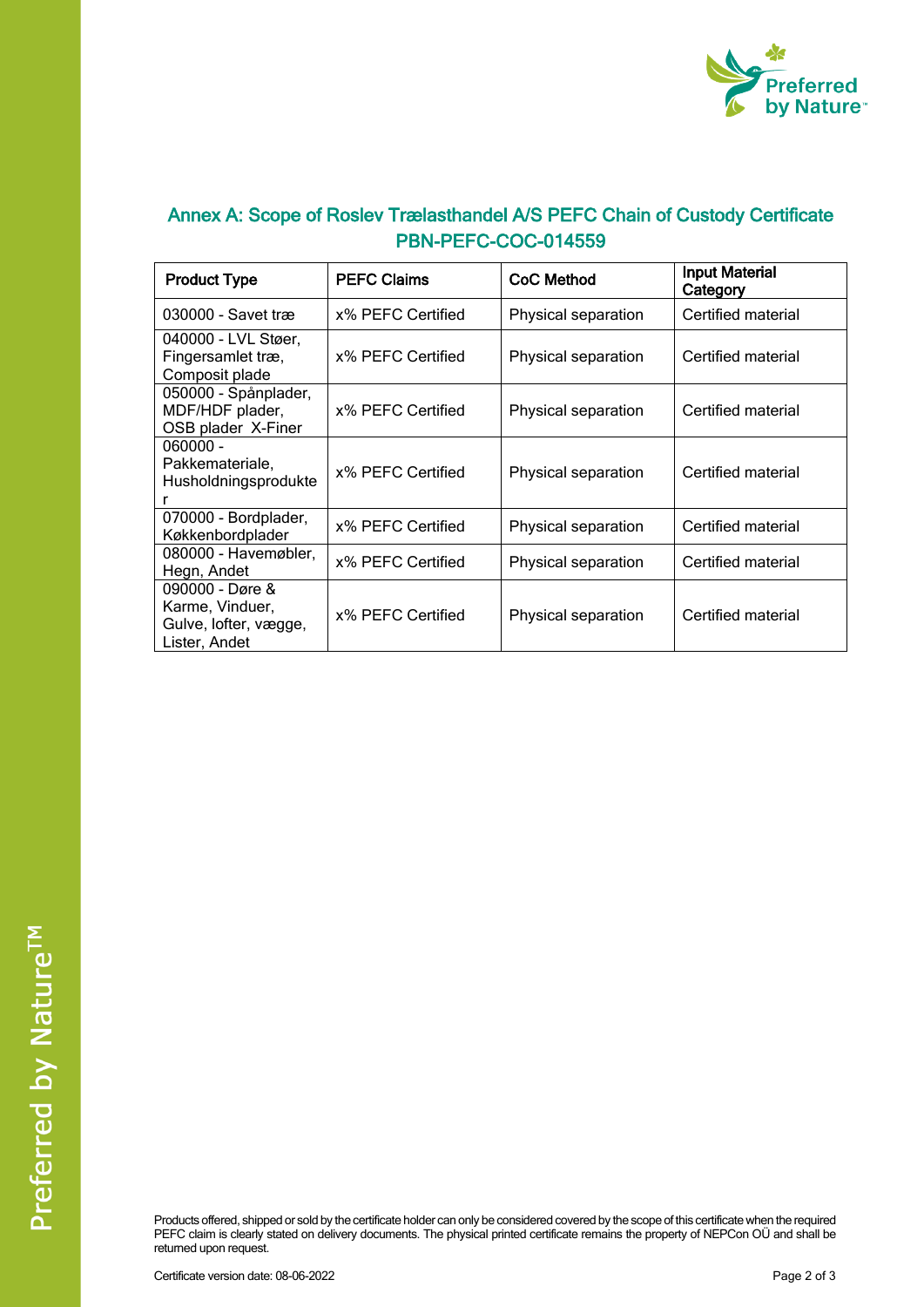## Annex A: Scope of Roslev Trælasthandel A/S PEFC Chain of Custody Certificate PBN-PEFC-COC-014559

| Product Type | PEFC Claims | CoC Method | Input Material Category |
|---|---|---|---|
| 030000 - Savet træ | x% PEFC Certified | Physical separation | Certified material |
| 040000 - LVL Støer, Fingersamlet træ, Composit plade | x% PEFC Certified | Physical separation | Certified material |
| 050000 - Spånplader, MDF/HDF plader, OSB plader X-Finer | x% PEFC Certified | Physical separation | Certified material |
| 060000 - Pakkemateriale, Husholdningsprodukter | x% PEFC Certified | Physical separation | Certified material |
| 070000 - Bordplader, Køkkenbordplader | x% PEFC Certified | Physical separation | Certified material |
| 080000 - Havemøbler, Hegn, Andet | x% PEFC Certified | Physical separation | Certified material |
| 090000 - Døre & Karme, Vinduer, Gulve, lofter, vægge, Lister, Andet | x% PEFC Certified | Physical separation | Certified material |

Products offered, shipped or sold by the certificate holder can only be considered covered by the scope of this certificate when the required PEFC claim is clearly stated on delivery documents. The physical printed certificate remains the property of NEPCon OÜ and shall be returned upon request.

Certificate version date: 08-06-2022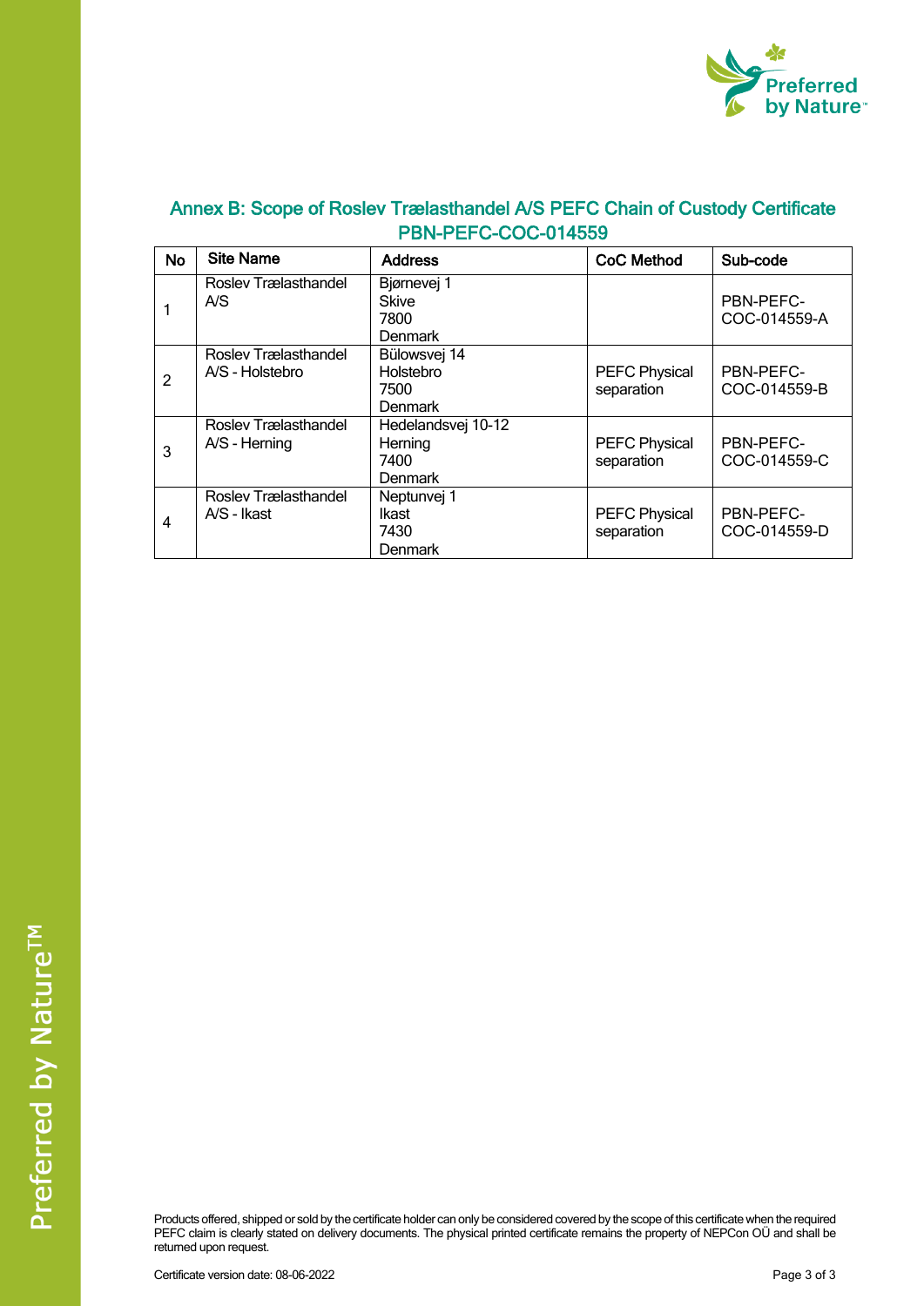## Annex B: Scope of Roslev Trælasthandel A/S PEFC Chain of Custody Certificate PBN-PEFC-COC-014559

| No | Site Name | Address | CoC Method | Sub-code |
|---|---|---|---|---|
| 1 | Roslev Trælasthandel A/S | Bjørnevej 1<br>Skive<br>7800<br>Denmark | | PBN-PEFC-COC-014559-A |
| 2 | Roslev Trælasthandel A/S - Holstebro | Bülowsvej 14<br>Holstebro<br>7500<br>Denmark | PEFC Physical separation | PBN-PEFC-COC-014559-B |
| 3 | Roslev Trælasthandel A/S - Herning | Hedelandsvej 10-12<br>Herning<br>7400<br>Denmark | PEFC Physical separation | PBN-PEFC-COC-014559-C |
| 4 | Roslev Trælasthandel A/S - Ikast | Neptunvej 1<br>Ikast<br>7430<br>Denmark | PEFC Physical separation | PBN-PEFC-COC-014559-D |

Products offered, shipped or sold by the certificate holder can only be considered covered by the scope of this certificate when the required PEFC claim is clearly stated on delivery documents. The physical printed certificate remains the property of NEPCon OÜ and shall be returned upon request.

Certificate version date: 08-06-2022